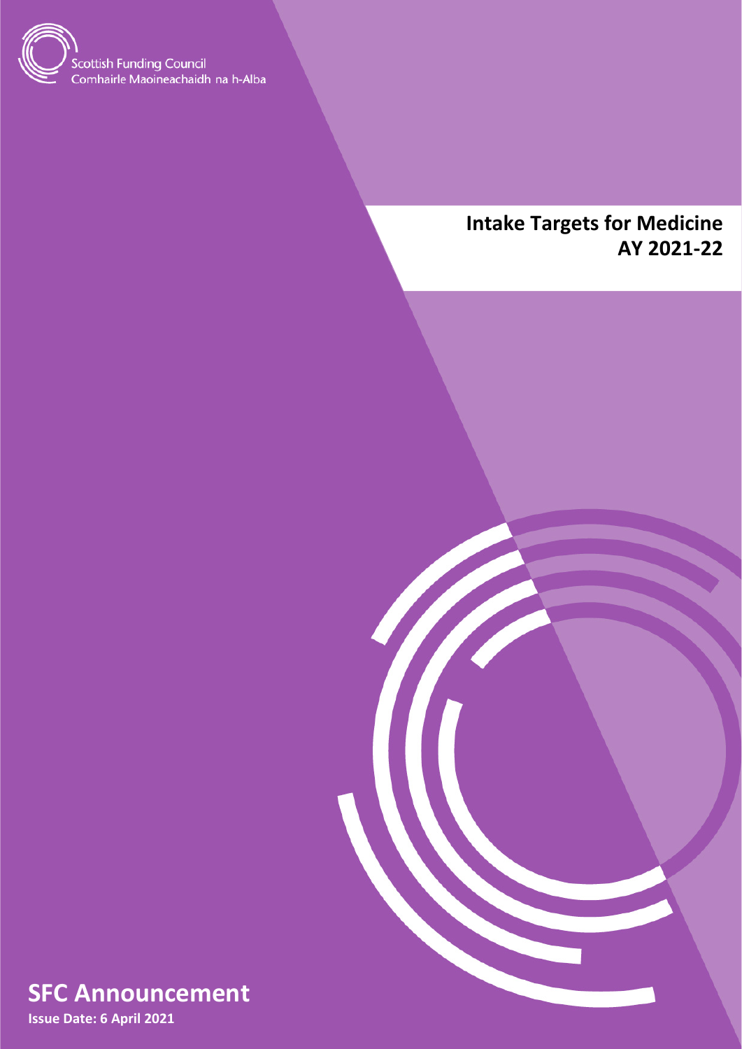Scottish Funding Council
Comhairle Maoineachaidh na h-Alba

# Intake Targets for Medicine AY 2021-22

## SFC Announcement

**Issue Date: 6 April 2021**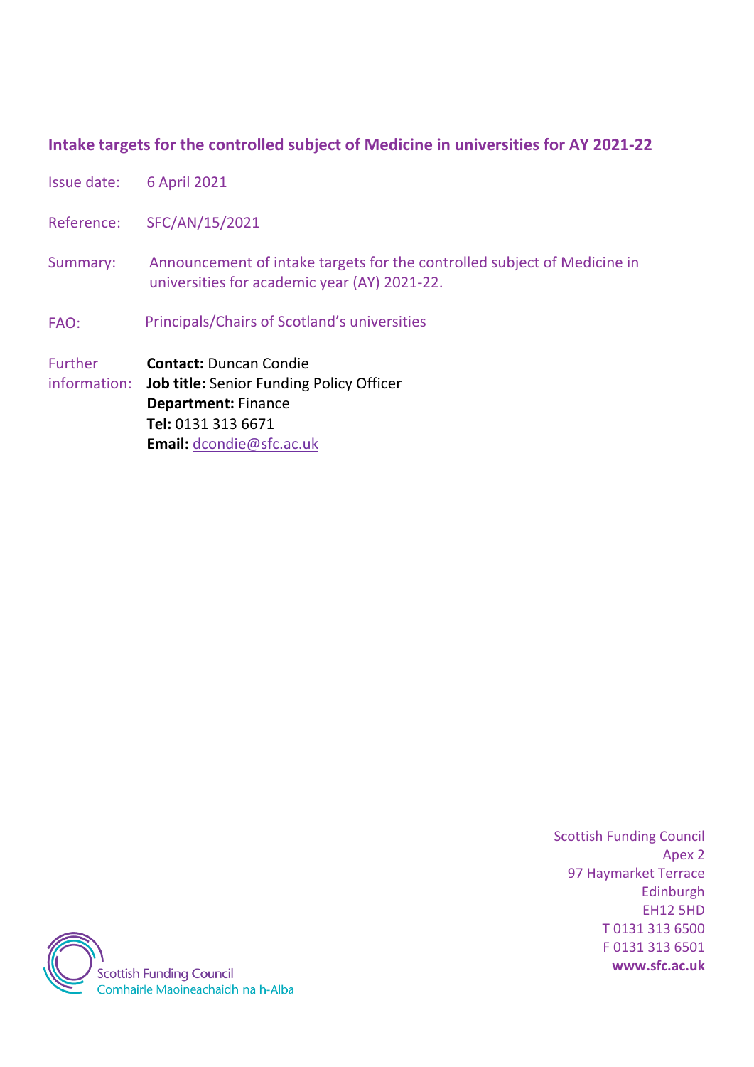# Intake targets for the controlled subject of Medicine in universities for AY 2021-22

Issue date: 6 April 2021

Reference: SFC/AN/15/2021

Summary: Announcement of intake targets for the controlled subject of Medicine in universities for academic year (AY) 2021-22.

FAO: Principals/Chairs of Scotland's universities

Further information:
**Contact:** Duncan Condie
**Job title:** Senior Funding Policy Officer
**Department:** Finance
**Tel:** 0131 313 6671
**Email:** dcondie@sfc.ac.uk

Scottish Funding Council
Apex 2
97 Haymarket Terrace
Edinburgh
EH12 5HD
T 0131 313 6500
F 0131 313 6501
**www.sfc.ac.uk**

Scottish Funding Council
Comhairle Maoineachaidh na h-Alba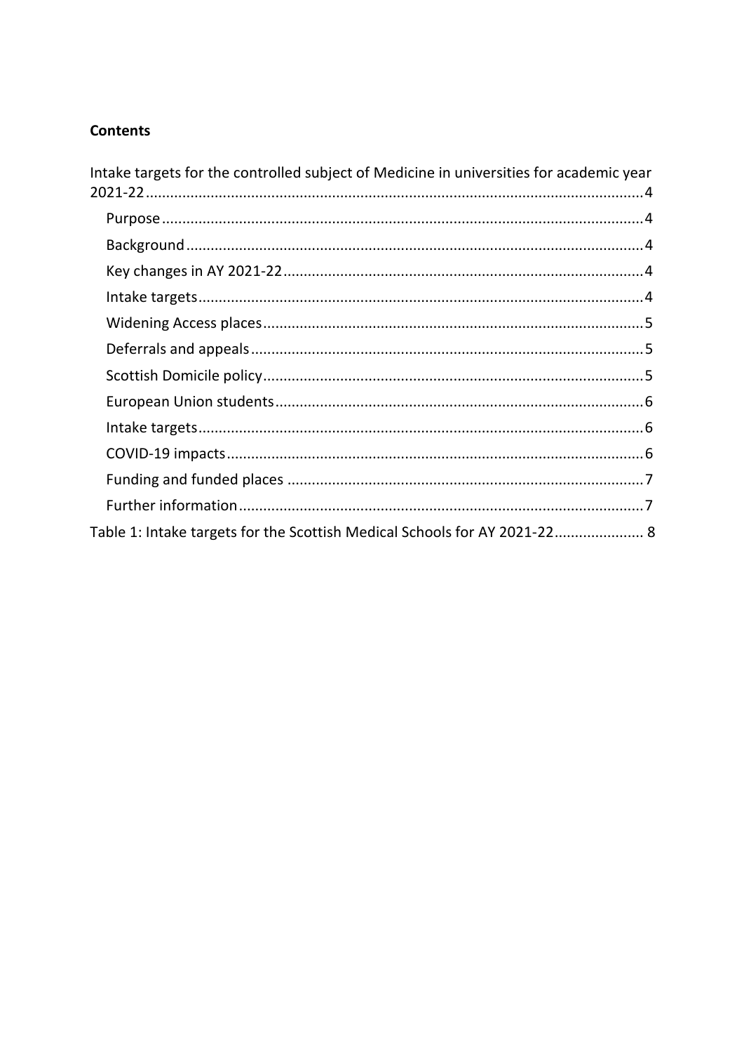**Contents**

Intake targets for the controlled subject of Medicine in universities for academic year 2021-22.........4

- Purpose.........4
- Background.........4
- Key changes in AY 2021-22.........4
- Intake targets.........4
- Widening Access places.........5
- Deferrals and appeals.........5
- Scottish Domicile policy.........5
- European Union students.........6
- Intake targets.........6
- COVID-19 impacts.........6
- Funding and funded places.........7
- Further information.........7

Table 1: Intake targets for the Scottish Medical Schools for AY 2021-22.........8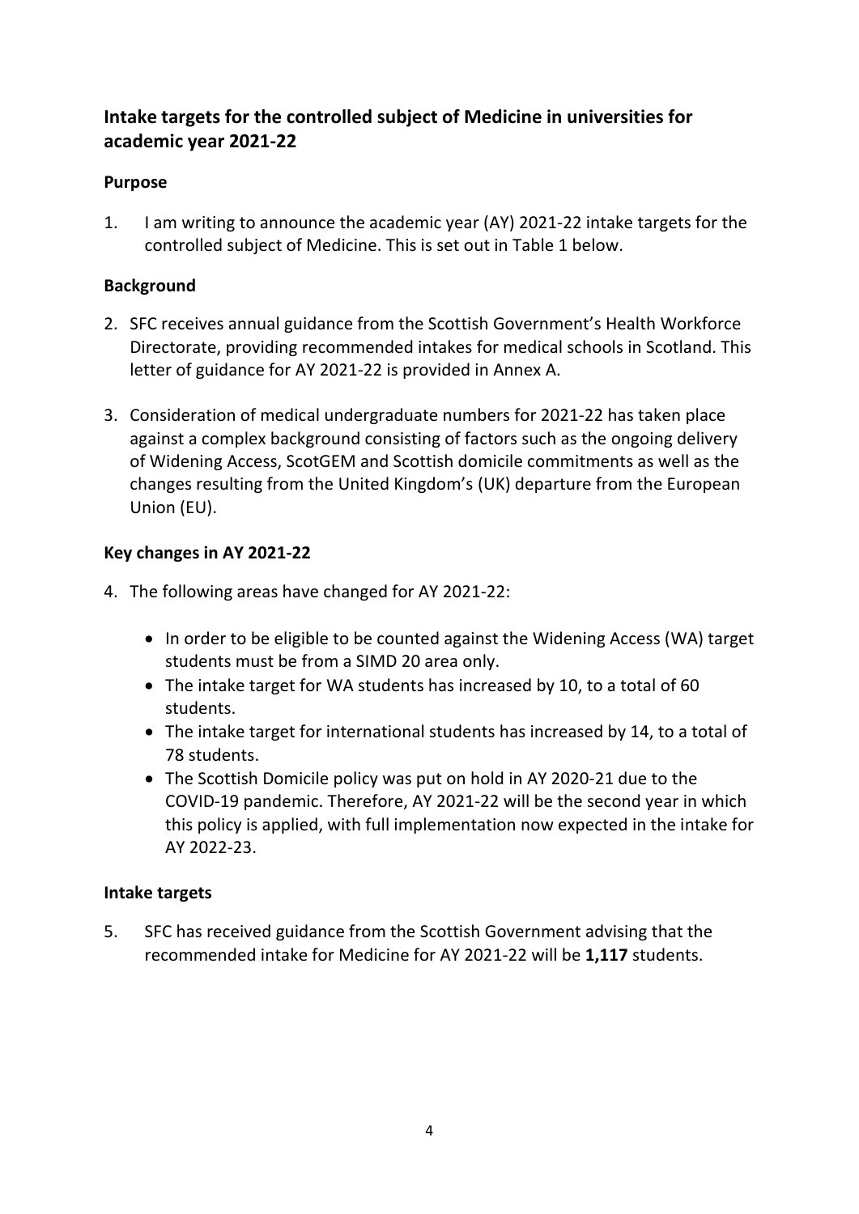## Intake targets for the controlled subject of Medicine in universities for academic year 2021-22

### Purpose

1. I am writing to announce the academic year (AY) 2021-22 intake targets for the controlled subject of Medicine. This is set out in Table 1 below.

### Background

2. SFC receives annual guidance from the Scottish Government's Health Workforce Directorate, providing recommended intakes for medical schools in Scotland. This letter of guidance for AY 2021-22 is provided in Annex A.

3. Consideration of medical undergraduate numbers for 2021-22 has taken place against a complex background consisting of factors such as the ongoing delivery of Widening Access, ScotGEM and Scottish domicile commitments as well as the changes resulting from the United Kingdom's (UK) departure from the European Union (EU).

### Key changes in AY 2021-22

4. The following areas have changed for AY 2021-22:

    - In order to be eligible to be counted against the Widening Access (WA) target students must be from a SIMD 20 area only.
    - The intake target for WA students has increased by 10, to a total of 60 students.
    - The intake target for international students has increased by 14, to a total of 78 students.
    - The Scottish Domicile policy was put on hold in AY 2020-21 due to the COVID-19 pandemic. Therefore, AY 2021-22 will be the second year in which this policy is applied, with full implementation now expected in the intake for AY 2022-23.

### Intake targets

5. SFC has received guidance from the Scottish Government advising that the recommended intake for Medicine for AY 2021-22 will be **1,117** students.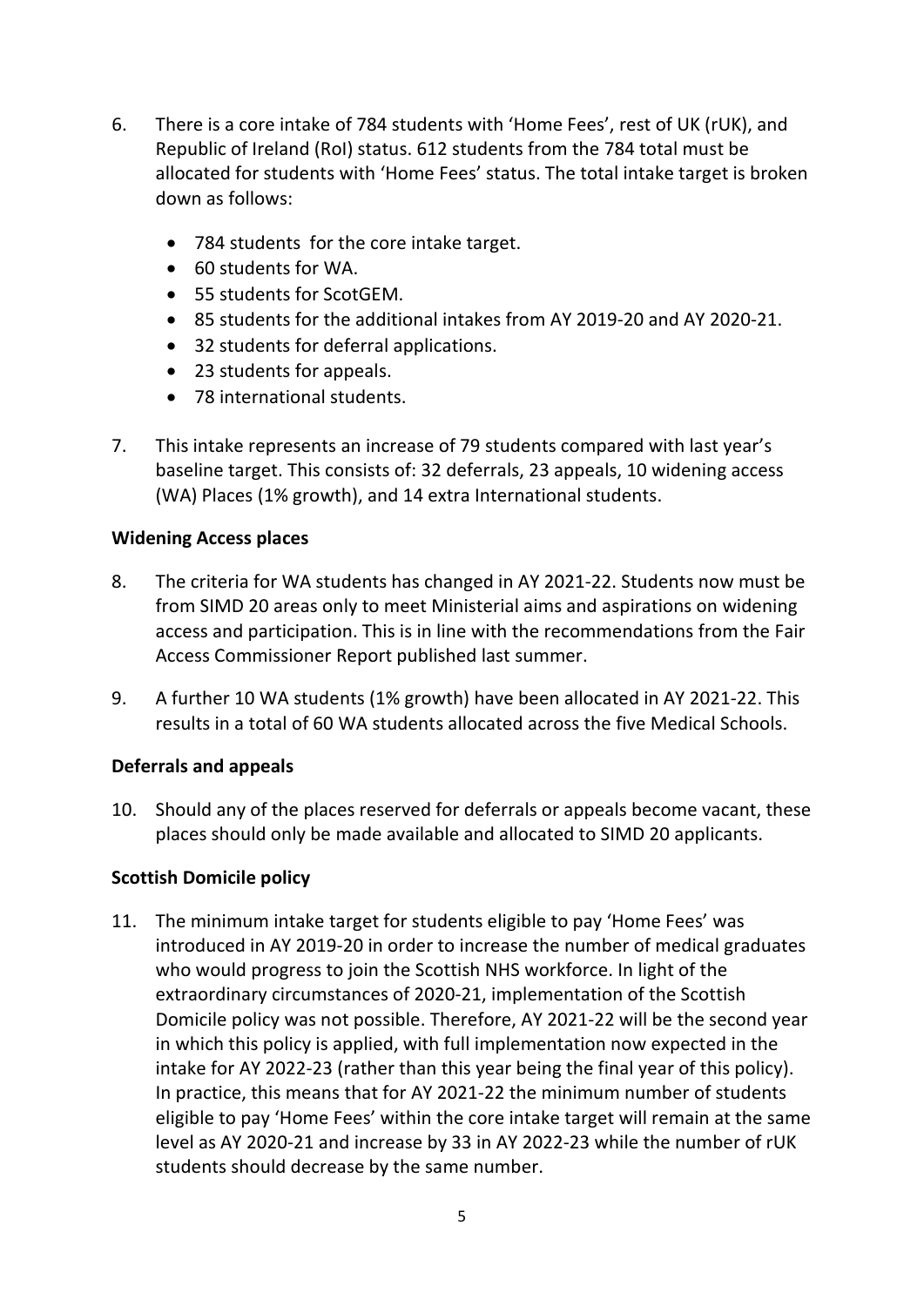6. There is a core intake of 784 students with 'Home Fees', rest of UK (rUK), and Republic of Ireland (RoI) status. 612 students from the 784 total must be allocated for students with 'Home Fees' status. The total intake target is broken down as follows:

    - 784 students for the core intake target.
    - 60 students for WA.
    - 55 students for ScotGEM.
    - 85 students for the additional intakes from AY 2019-20 and AY 2020-21.
    - 32 students for deferral applications.
    - 23 students for appeals.
    - 78 international students.

7. This intake represents an increase of 79 students compared with last year's baseline target. This consists of: 32 deferrals, 23 appeals, 10 widening access (WA) Places (1% growth), and 14 extra International students.

**Widening Access places**

8. The criteria for WA students has changed in AY 2021-22. Students now must be from SIMD 20 areas only to meet Ministerial aims and aspirations on widening access and participation. This is in line with the recommendations from the Fair Access Commissioner Report published last summer.

9. A further 10 WA students (1% growth) have been allocated in AY 2021-22. This results in a total of 60 WA students allocated across the five Medical Schools.

**Deferrals and appeals**

10. Should any of the places reserved for deferrals or appeals become vacant, these places should only be made available and allocated to SIMD 20 applicants.

**Scottish Domicile policy**

11. The minimum intake target for students eligible to pay 'Home Fees' was introduced in AY 2019-20 in order to increase the number of medical graduates who would progress to join the Scottish NHS workforce. In light of the extraordinary circumstances of 2020-21, implementation of the Scottish Domicile policy was not possible. Therefore, AY 2021-22 will be the second year in which this policy is applied, with full implementation now expected in the intake for AY 2022-23 (rather than this year being the final year of this policy). In practice, this means that for AY 2021-22 the minimum number of students eligible to pay 'Home Fees' within the core intake target will remain at the same level as AY 2020-21 and increase by 33 in AY 2022-23 while the number of rUK students should decrease by the same number.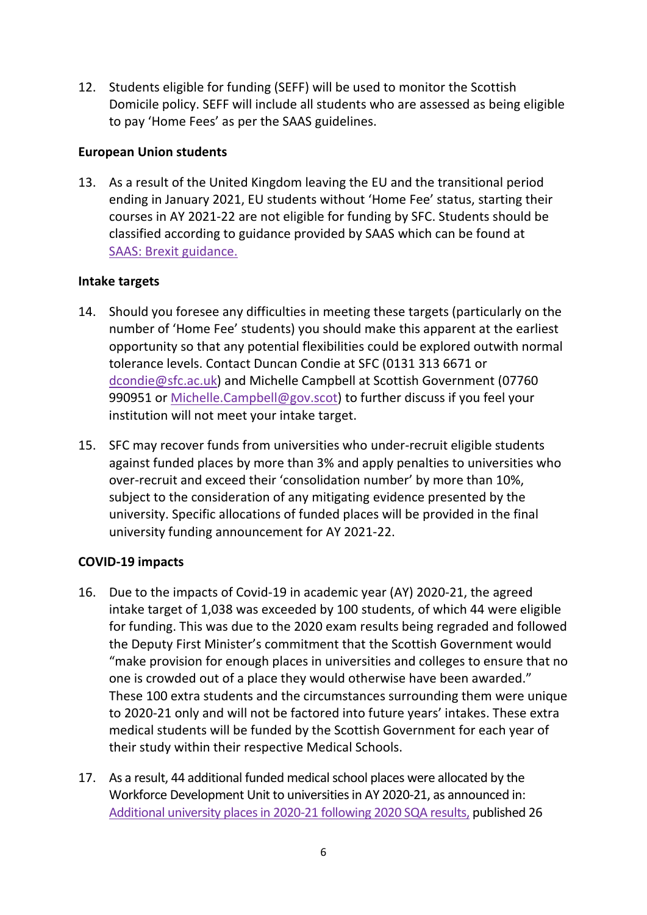12. Students eligible for funding (SEFF) will be used to monitor the Scottish Domicile policy. SEFF will include all students who are assessed as being eligible to pay 'Home Fees' as per the SAAS guidelines.

**European Union students**

13. As a result of the United Kingdom leaving the EU and the transitional period ending in January 2021, EU students without 'Home Fee' status, starting their courses in AY 2021-22 are not eligible for funding by SFC. Students should be classified according to guidance provided by SAAS which can be found at [SAAS: Brexit guidance.]()

**Intake targets**

14. Should you foresee any difficulties in meeting these targets (particularly on the number of 'Home Fee' students) you should make this apparent at the earliest opportunity so that any potential flexibilities could be explored outwith normal tolerance levels. Contact Duncan Condie at SFC (0131 313 6671 or dcondie@sfc.ac.uk) and Michelle Campbell at Scottish Government (07760 990951 or Michelle.Campbell@gov.scot) to further discuss if you feel your institution will not meet your intake target.

15. SFC may recover funds from universities who under-recruit eligible students against funded places by more than 3% and apply penalties to universities who over-recruit and exceed their 'consolidation number' by more than 10%, subject to the consideration of any mitigating evidence presented by the university. Specific allocations of funded places will be provided in the final university funding announcement for AY 2021-22.

**COVID-19 impacts**

16. Due to the impacts of Covid-19 in academic year (AY) 2020-21, the agreed intake target of 1,038 was exceeded by 100 students, of which 44 were eligible for funding. This was due to the 2020 exam results being regraded and followed the Deputy First Minister's commitment that the Scottish Government would "make provision for enough places in universities and colleges to ensure that no one is crowded out of a place they would otherwise have been awarded." These 100 extra students and the circumstances surrounding them were unique to 2020-21 only and will not be factored into future years' intakes. These extra medical students will be funded by the Scottish Government for each year of their study within their respective Medical Schools.

17. As a result, 44 additional funded medical school places were allocated by the Workforce Development Unit to universities in AY 2020-21, as announced in: [Additional university places in 2020-21 following 2020 SQA results,]() published 26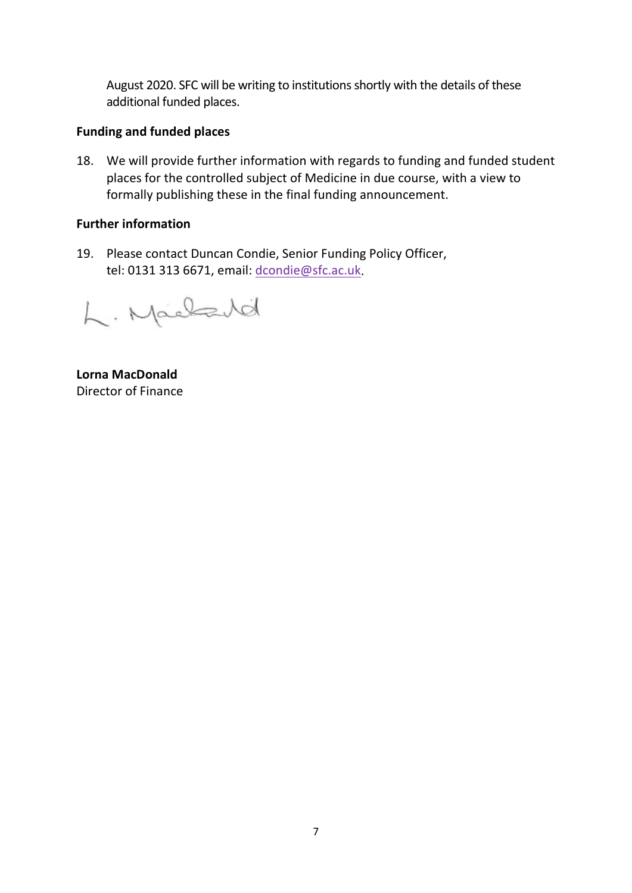August 2020. SFC will be writing to institutions shortly with the details of these additional funded places.

**Funding and funded places**

18. We will provide further information with regards to funding and funded student places for the controlled subject of Medicine in due course, with a view to formally publishing these in the final funding announcement.

**Further information**

19. Please contact Duncan Condie, Senior Funding Policy Officer, tel: 0131 313 6671, email: dcondie@sfc.ac.uk.

**Lorna MacDonald**
Director of Finance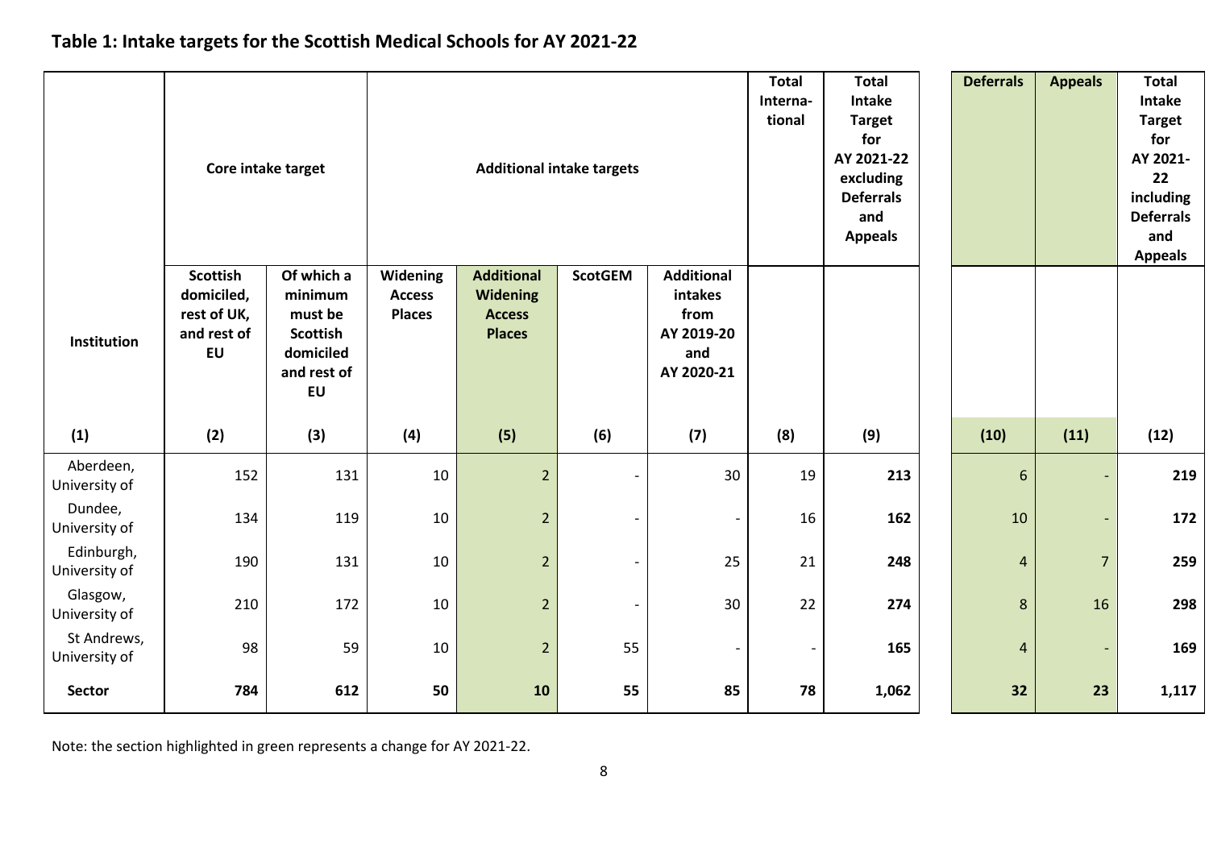## Table 1: Intake targets for the Scottish Medical Schools for AY 2021-22

| | Core intake target | | Additional intake targets | | | | Total Interna-tional | Total Intake Target for AY 2021-22 excluding Deferrals and Appeals | Deferrals | Appeals | Total Intake Target for AY 2021-22 including Deferrals and Appeals |
|---|---|---|---|---|---|---|---|---|---|---|---|
| Institution | Scottish domiciled, rest of UK, and rest of EU | Of which a minimum must be Scottish domiciled and rest of EU | Widening Access Places | Additional Widening Access Places | ScotGEM | Additional intakes from AY 2019-20 and AY 2020-21 | | | | | |
| (1) | (2) | (3) | (4) | (5) | (6) | (7) | (8) | (9) | (10) | (11) | (12) |
| Aberdeen, University of | 152 | 131 | 10 | 2 | - | 30 | 19 | **213** | 6 | - | **219** |
| Dundee, University of | 134 | 119 | 10 | 2 | - | - | 16 | **162** | 10 | - | **172** |
| Edinburgh, University of | 190 | 131 | 10 | 2 | - | 25 | 21 | **248** | 4 | 7 | **259** |
| Glasgow, University of | 210 | 172 | 10 | 2 | - | 30 | 22 | **274** | 8 | 16 | **298** |
| St Andrews, University of | 98 | 59 | 10 | 2 | 55 | - | - | **165** | 4 | - | **169** |
| **Sector** | **784** | **612** | **50** | **10** | **55** | **85** | **78** | **1,062** | **32** | **23** | **1,117** |

Note: the section highlighted in green represents a change for AY 2021-22.